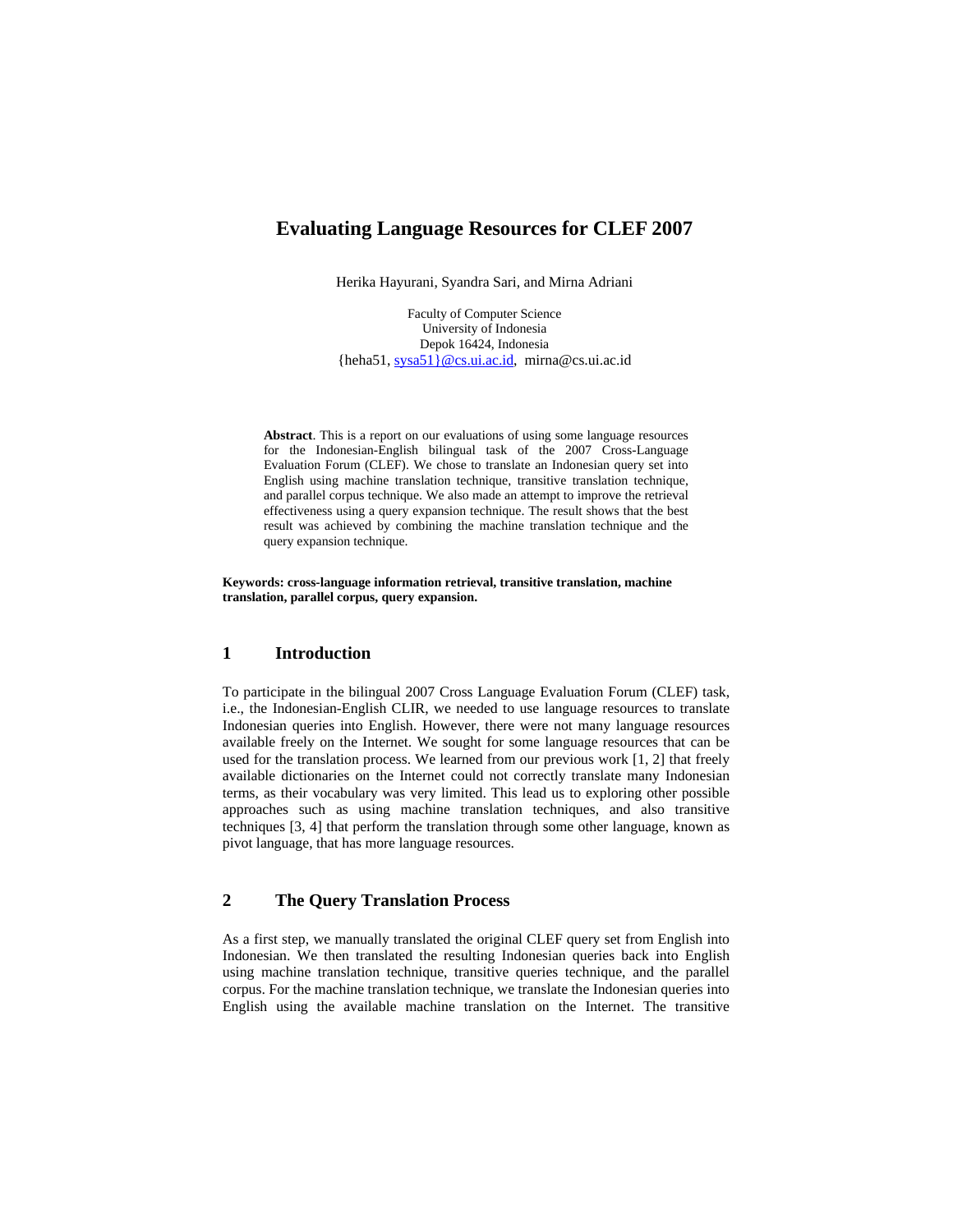# Evaluating Language Resources for CLEF 2007

Herika Hayurani, Syandra Sari, and Mirna Adriani

Faculty of Computer Science
University of Indonesia
Depok 16424, Indonesia
{heha51, sysa51}@cs.ui.ac.id, mirna@cs.ui.ac.id

**Abstract**. This is a report on our evaluations of using some language resources for the Indonesian-English bilingual task of the 2007 Cross-Language Evaluation Forum (CLEF). We chose to translate an Indonesian query set into English using machine translation technique, transitive translation technique, and parallel corpus technique. We also made an attempt to improve the retrieval effectiveness using a query expansion technique. The result shows that the best result was achieved by combining the machine translation technique and the query expansion technique.

**Keywords: cross-language information retrieval, transitive translation, machine translation, parallel corpus, query expansion.**

## 1 Introduction

To participate in the bilingual 2007 Cross Language Evaluation Forum (CLEF) task, i.e., the Indonesian-English CLIR, we needed to use language resources to translate Indonesian queries into English. However, there were not many language resources available freely on the Internet. We sought for some language resources that can be used for the translation process. We learned from our previous work [1, 2] that freely available dictionaries on the Internet could not correctly translate many Indonesian terms, as their vocabulary was very limited. This lead us to exploring other possible approaches such as using machine translation techniques, and also transitive techniques [3, 4] that perform the translation through some other language, known as pivot language, that has more language resources.

## 2 The Query Translation Process

As a first step, we manually translated the original CLEF query set from English into Indonesian. We then translated the resulting Indonesian queries back into English using machine translation technique, transitive queries technique, and the parallel corpus. For the machine translation technique, we translate the Indonesian queries into English using the available machine translation on the Internet. The transitive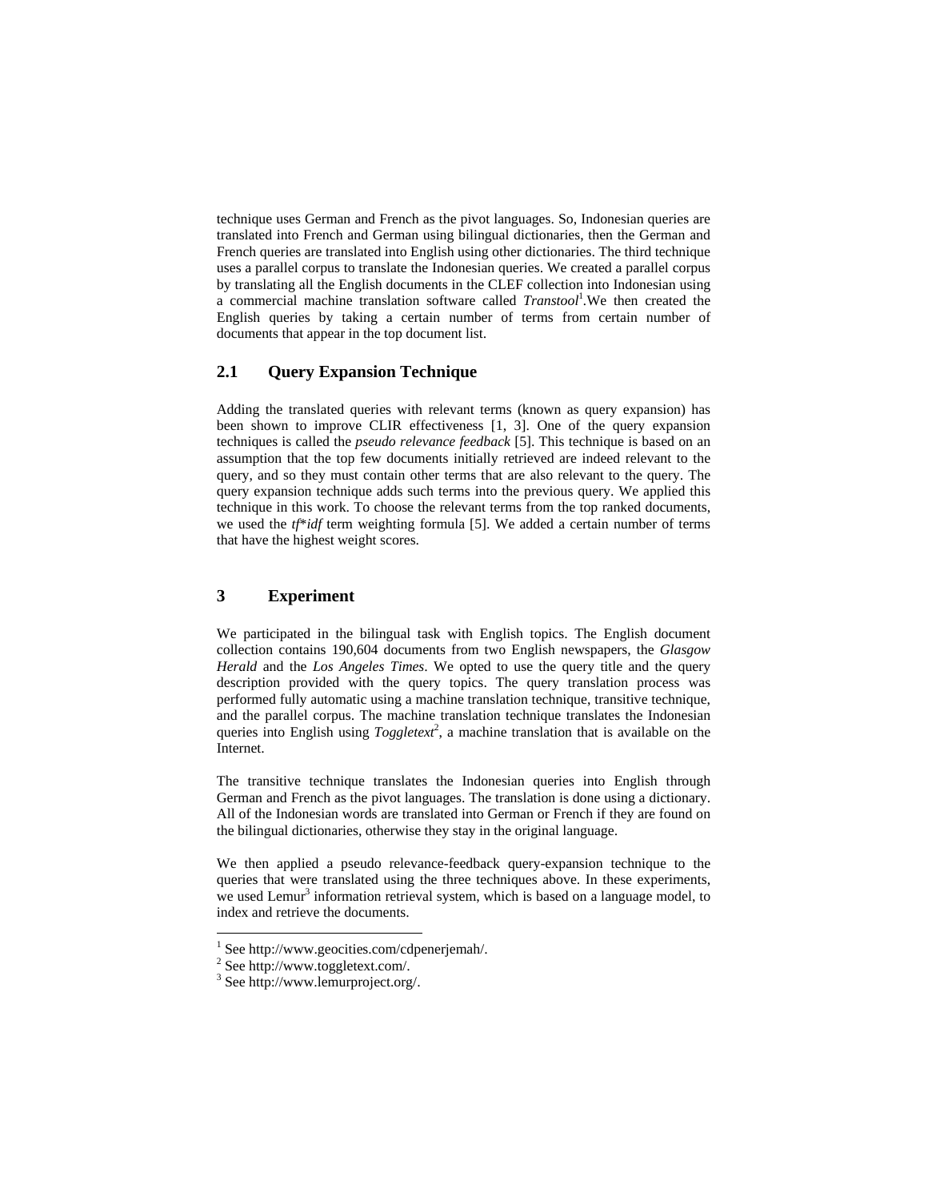technique uses German and French as the pivot languages. So, Indonesian queries are translated into French and German using bilingual dictionaries, then the German and French queries are translated into English using other dictionaries. The third technique uses a parallel corpus to translate the Indonesian queries. We created a parallel corpus by translating all the English documents in the CLEF collection into Indonesian using a commercial machine translation software called *Transtool*[1].We then created the English queries by taking a certain number of terms from certain number of documents that appear in the top document list.

## 2.1 Query Expansion Technique

Adding the translated queries with relevant terms (known as query expansion) has been shown to improve CLIR effectiveness [1, 3]. One of the query expansion techniques is called the *pseudo relevance feedback* [5]. This technique is based on an assumption that the top few documents initially retrieved are indeed relevant to the query, and so they must contain other terms that are also relevant to the query. The query expansion technique adds such terms into the previous query. We applied this technique in this work. To choose the relevant terms from the top ranked documents, we used the *tf*\**idf* term weighting formula [5]. We added a certain number of terms that have the highest weight scores.

# 3 Experiment

We participated in the bilingual task with English topics. The English document collection contains 190,604 documents from two English newspapers, the *Glasgow Herald* and the *Los Angeles Times*. We opted to use the query title and the query description provided with the query topics. The query translation process was performed fully automatic using a machine translation technique, transitive technique, and the parallel corpus. The machine translation technique translates the Indonesian queries into English using *Toggletext*[2], a machine translation that is available on the Internet.

The transitive technique translates the Indonesian queries into English through German and French as the pivot languages. The translation is done using a dictionary. All of the Indonesian words are translated into German or French if they are found on the bilingual dictionaries, otherwise they stay in the original language.

We then applied a pseudo relevance-feedback query-expansion technique to the queries that were translated using the three techniques above. In these experiments, we used Lemur[3] information retrieval system, which is based on a language model, to index and retrieve the documents.

[1] See http://www.geocities.com/cdpenerjemah/.

[2] See http://www.toggletext.com/.

[3] See http://www.lemurproject.org/.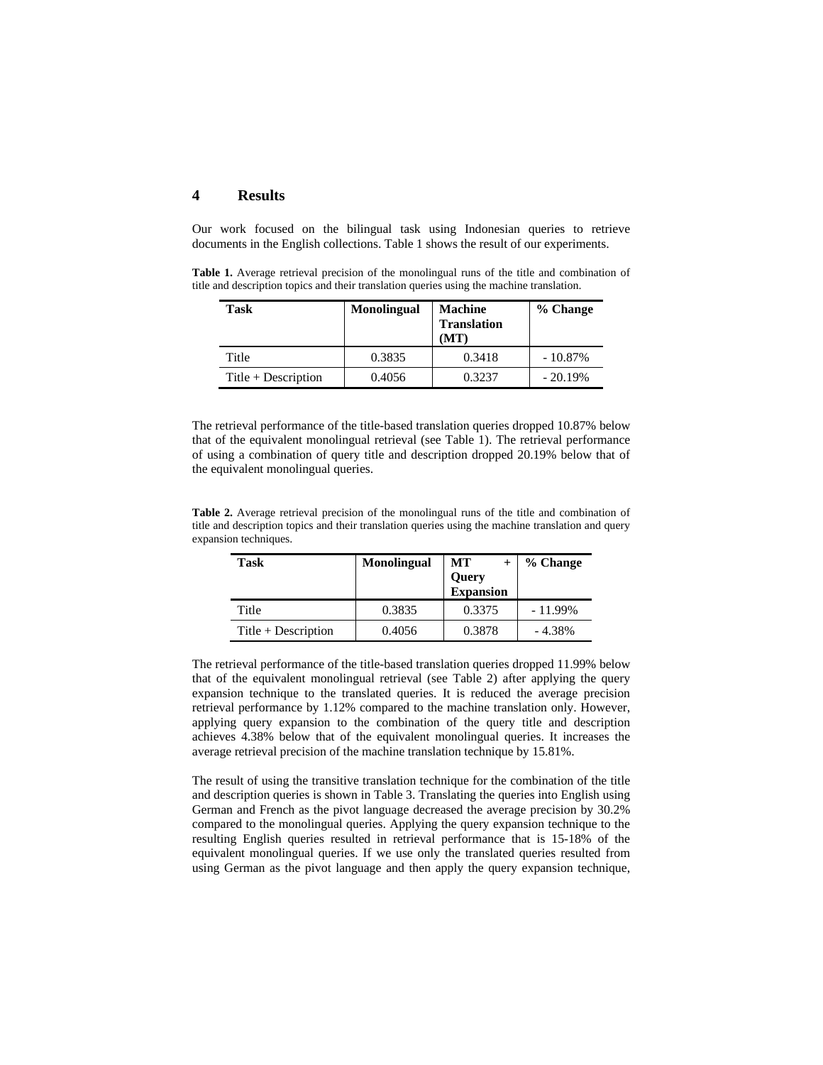## 4 Results

Our work focused on the bilingual task using Indonesian queries to retrieve documents in the English collections. Table 1 shows the result of our experiments.

**Table 1.** Average retrieval precision of the monolingual runs of the title and combination of title and description topics and their translation queries using the machine translation.

| Task | Monolingual | Machine Translation (MT) | % Change |
|---|---|---|---|
| Title | 0.3835 | 0.3418 | - 10.87% |
| Title + Description | 0.4056 | 0.3237 | - 20.19% |

The retrieval performance of the title-based translation queries dropped 10.87% below that of the equivalent monolingual retrieval (see Table 1). The retrieval performance of using a combination of query title and description dropped 20.19% below that of the equivalent monolingual queries.

**Table 2.** Average retrieval precision of the monolingual runs of the title and combination of title and description topics and their translation queries using the machine translation and query expansion techniques.

| Task | Monolingual | MT + Query Expansion | % Change |
|---|---|---|---|
| Title | 0.3835 | 0.3375 | - 11.99% |
| Title + Description | 0.4056 | 0.3878 | - 4.38% |

The retrieval performance of the title-based translation queries dropped 11.99% below that of the equivalent monolingual retrieval (see Table 2) after applying the query expansion technique to the translated queries. It is reduced the average precision retrieval performance by 1.12% compared to the machine translation only. However, applying query expansion to the combination of the query title and description achieves 4.38% below that of the equivalent monolingual queries. It increases the average retrieval precision of the machine translation technique by 15.81%.

The result of using the transitive translation technique for the combination of the title and description queries is shown in Table 3. Translating the queries into English using German and French as the pivot language decreased the average precision by 30.2% compared to the monolingual queries. Applying the query expansion technique to the resulting English queries resulted in retrieval performance that is 15-18% of the equivalent monolingual queries. If we use only the translated queries resulted from using German as the pivot language and then apply the query expansion technique,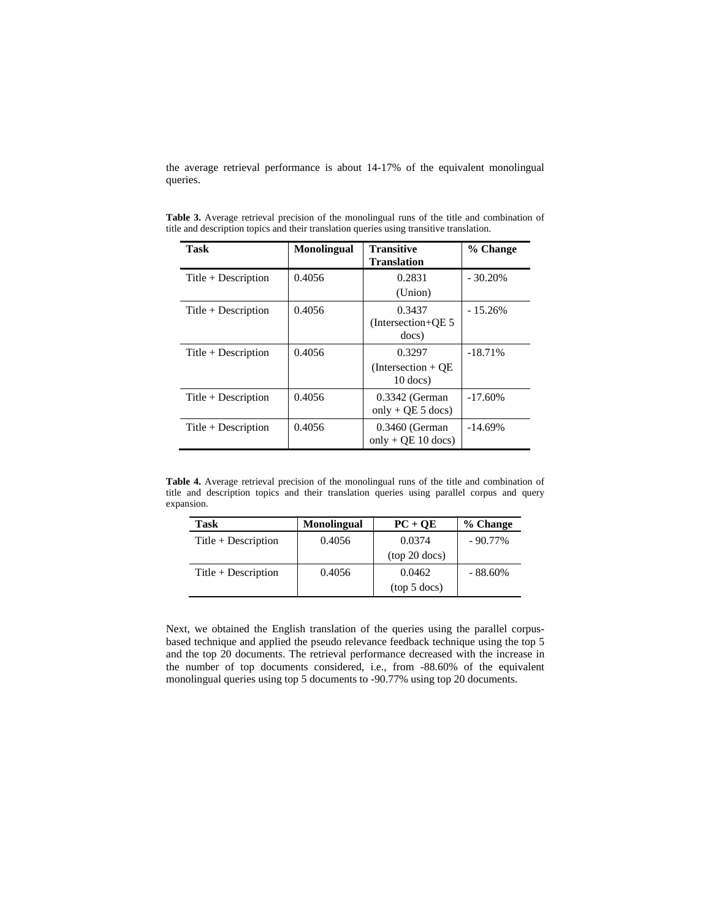the average retrieval performance is about 14-17% of the equivalent monolingual queries.

**Table 3.** Average retrieval precision of the monolingual runs of the title and combination of title and description topics and their translation queries using transitive translation.

| Task | Monolingual | Transitive Translation | % Change |
|---|---|---|---|
| Title + Description | 0.4056 | 0.2831 (Union) | - 30.20% |
| Title + Description | 0.4056 | 0.3437 (Intersection+QE 5 docs) | - 15.26% |
| Title + Description | 0.4056 | 0.3297 (Intersection + QE 10 docs) | -18.71% |
| Title + Description | 0.4056 | 0.3342 (German only + QE 5 docs) | -17.60% |
| Title + Description | 0.4056 | 0.3460 (German only + QE 10 docs) | -14.69% |

**Table 4.** Average retrieval precision of the monolingual runs of the title and combination of title and description topics and their translation queries using parallel corpus and query expansion.

| Task | Monolingual | PC + QE | % Change |
|---|---|---|---|
| Title + Description | 0.4056 | 0.0374 (top 20 docs) | - 90.77% |
| Title + Description | 0.4056 | 0.0462 (top 5 docs) | - 88.60% |

Next, we obtained the English translation of the queries using the parallel corpus-based technique and applied the pseudo relevance feedback technique using the top 5 and the top 20 documents. The retrieval performance decreased with the increase in the number of top documents considered, i.e., from -88.60% of the equivalent monolingual queries using top 5 documents to -90.77% using top 20 documents.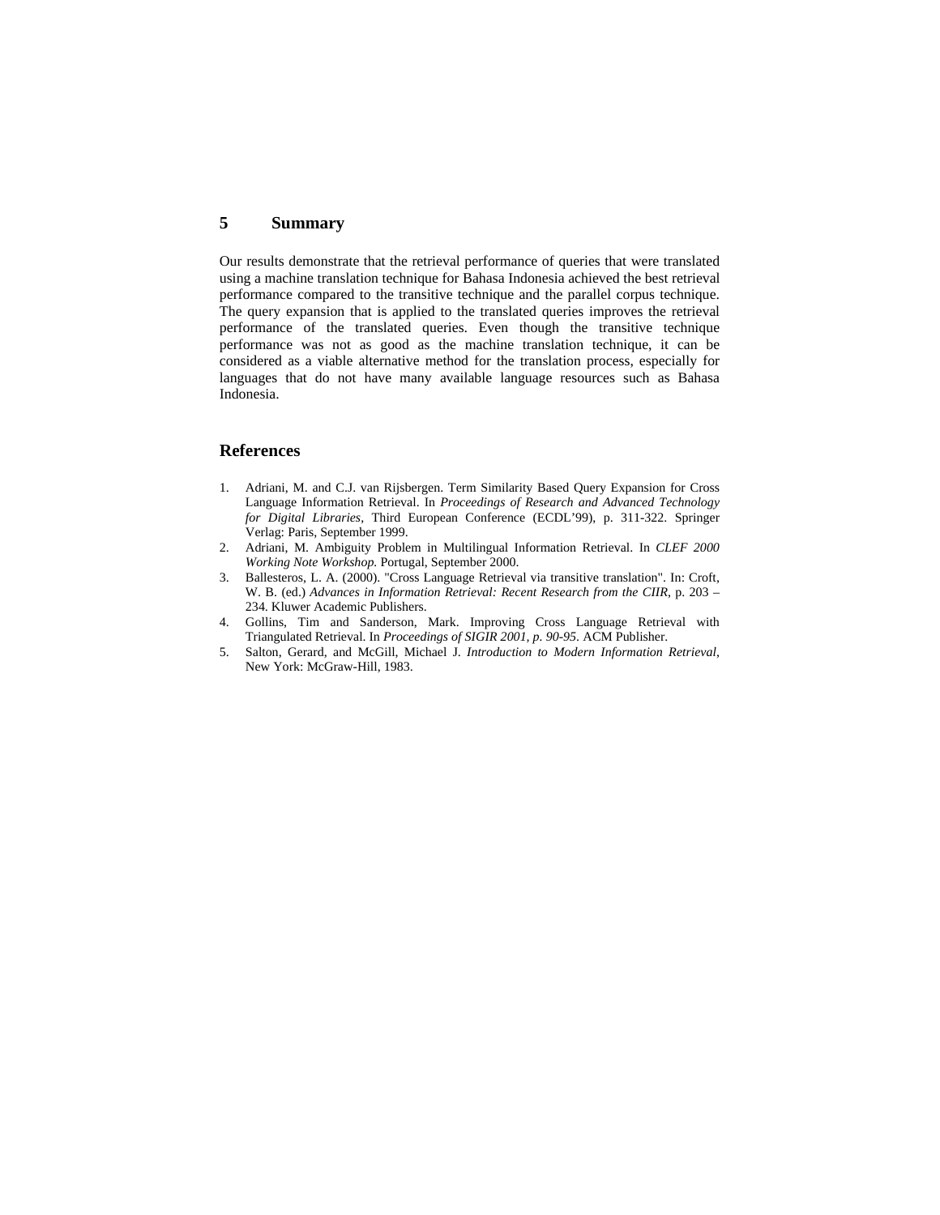## 5 Summary

Our results demonstrate that the retrieval performance of queries that were translated using a machine translation technique for Bahasa Indonesia achieved the best retrieval performance compared to the transitive technique and the parallel corpus technique. The query expansion that is applied to the translated queries improves the retrieval performance of the translated queries. Even though the transitive technique performance was not as good as the machine translation technique, it can be considered as a viable alternative method for the translation process, especially for languages that do not have many available language resources such as Bahasa Indonesia.

## References

1. Adriani, M. and C.J. van Rijsbergen. Term Similarity Based Query Expansion for Cross Language Information Retrieval. In *Proceedings of Research and Advanced Technology for Digital Libraries*, Third European Conference (ECDL'99), p. 311-322. Springer Verlag: Paris, September 1999.
2. Adriani, M. Ambiguity Problem in Multilingual Information Retrieval. In *CLEF 2000 Working Note Workshop.* Portugal, September 2000.
3. Ballesteros, L. A. (2000). "Cross Language Retrieval via transitive translation". In: Croft, W. B. (ed.) *Advances in Information Retrieval: Recent Research from the CIIR*, p. 203 – 234. Kluwer Academic Publishers.
4. Gollins, Tim and Sanderson, Mark. Improving Cross Language Retrieval with Triangulated Retrieval. In *Proceedings of SIGIR 2001, p. 90-95*. ACM Publisher.
5. Salton, Gerard, and McGill, Michael J. *Introduction to Modern Information Retrieval*, New York: McGraw-Hill, 1983.